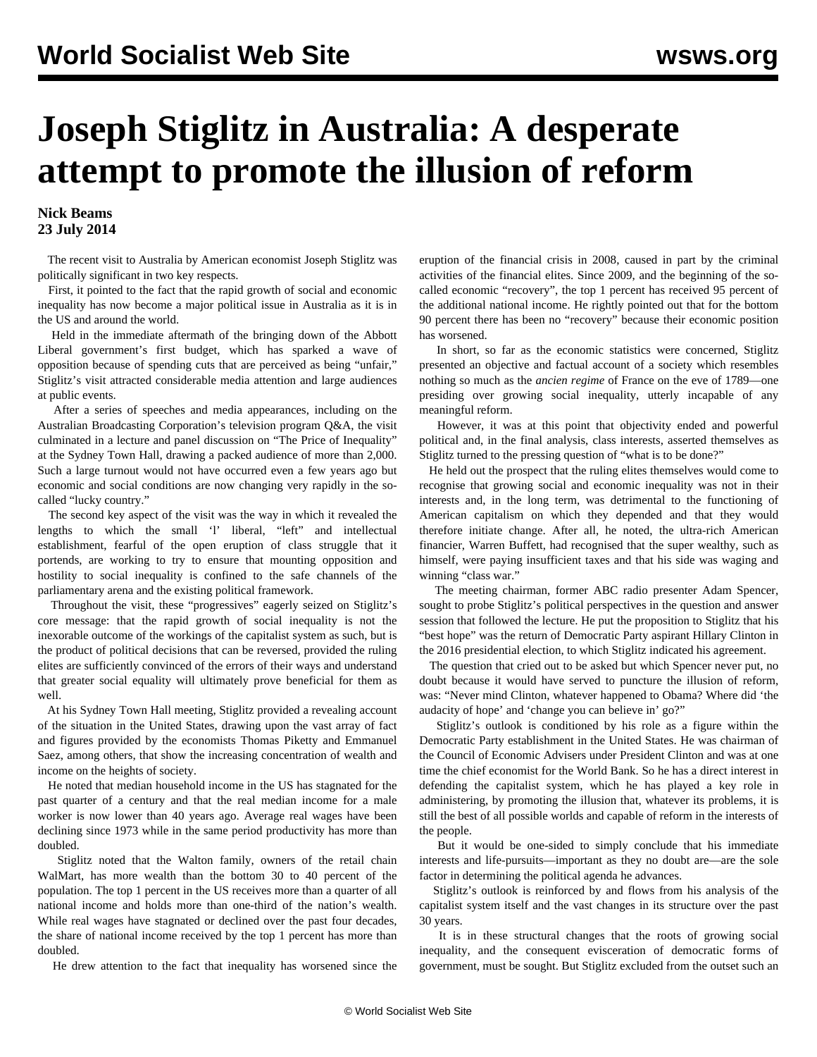# Joseph Stiglitz in Australia: A desperate attempt to promote the illusion of reform

**Nick Beams**
**23 July 2014**

The recent visit to Australia by American economist Joseph Stiglitz was politically significant in two key respects.

First, it pointed to the fact that the rapid growth of social and economic inequality has now become a major political issue in Australia as it is in the US and around the world.

Held in the immediate aftermath of the bringing down of the Abbott Liberal government's first budget, which has sparked a wave of opposition because of spending cuts that are perceived as being "unfair," Stiglitz's visit attracted considerable media attention and large audiences at public events.

After a series of speeches and media appearances, including on the Australian Broadcasting Corporation's television program Q&A, the visit culminated in a lecture and panel discussion on "The Price of Inequality" at the Sydney Town Hall, drawing a packed audience of more than 2,000. Such a large turnout would not have occurred even a few years ago but economic and social conditions are now changing very rapidly in the so-called "lucky country."

The second key aspect of the visit was the way in which it revealed the lengths to which the small 'l' liberal, "left" and intellectual establishment, fearful of the open eruption of class struggle that it portends, are working to try to ensure that mounting opposition and hostility to social inequality is confined to the safe channels of the parliamentary arena and the existing political framework.

Throughout the visit, these "progressives" eagerly seized on Stiglitz's core message: that the rapid growth of social inequality is not the inexorable outcome of the workings of the capitalist system as such, but is the product of political decisions that can be reversed, provided the ruling elites are sufficiently convinced of the errors of their ways and understand that greater social equality will ultimately prove beneficial for them as well.

At his Sydney Town Hall meeting, Stiglitz provided a revealing account of the situation in the United States, drawing upon the vast array of fact and figures provided by the economists Thomas Piketty and Emmanuel Saez, among others, that show the increasing concentration of wealth and income on the heights of society.

He noted that median household income in the US has stagnated for the past quarter of a century and that the real median income for a male worker is now lower than 40 years ago. Average real wages have been declining since 1973 while in the same period productivity has more than doubled.

Stiglitz noted that the Walton family, owners of the retail chain WalMart, has more wealth than the bottom 30 to 40 percent of the population. The top 1 percent in the US receives more than a quarter of all national income and holds more than one-third of the nation's wealth. While real wages have stagnated or declined over the past four decades, the share of national income received by the top 1 percent has more than doubled.

He drew attention to the fact that inequality has worsened since the eruption of the financial crisis in 2008, caused in part by the criminal activities of the financial elites. Since 2009, and the beginning of the so-called economic "recovery", the top 1 percent has received 95 percent of the additional national income. He rightly pointed out that for the bottom 90 percent there has been no "recovery" because their economic position has worsened.

In short, so far as the economic statistics were concerned, Stiglitz presented an objective and factual account of a society which resembles nothing so much as the *ancien regime* of France on the eve of 1789—one presiding over growing social inequality, utterly incapable of any meaningful reform.

However, it was at this point that objectivity ended and powerful political and, in the final analysis, class interests, asserted themselves as Stiglitz turned to the pressing question of "what is to be done?"

He held out the prospect that the ruling elites themselves would come to recognise that growing social and economic inequality was not in their interests and, in the long term, was detrimental to the functioning of American capitalism on which they depended and that they would therefore initiate change. After all, he noted, the ultra-rich American financier, Warren Buffett, had recognised that the super wealthy, such as himself, were paying insufficient taxes and that his side was waging and winning "class war."

The meeting chairman, former ABC radio presenter Adam Spencer, sought to probe Stiglitz's political perspectives in the question and answer session that followed the lecture. He put the proposition to Stiglitz that his "best hope" was the return of Democratic Party aspirant Hillary Clinton in the 2016 presidential election, to which Stiglitz indicated his agreement.

The question that cried out to be asked but which Spencer never put, no doubt because it would have served to puncture the illusion of reform, was: "Never mind Clinton, whatever happened to Obama? Where did 'the audacity of hope' and 'change you can believe in' go?"

Stiglitz's outlook is conditioned by his role as a figure within the Democratic Party establishment in the United States. He was chairman of the Council of Economic Advisers under President Clinton and was at one time the chief economist for the World Bank. So he has a direct interest in defending the capitalist system, which he has played a key role in administering, by promoting the illusion that, whatever its problems, it is still the best of all possible worlds and capable of reform in the interests of the people.

But it would be one-sided to simply conclude that his immediate interests and life-pursuits—important as they no doubt are—are the sole factor in determining the political agenda he advances.

Stiglitz's outlook is reinforced by and flows from his analysis of the capitalist system itself and the vast changes in its structure over the past 30 years.

It is in these structural changes that the roots of growing social inequality, and the consequent evisceration of democratic forms of government, must be sought. But Stiglitz excluded from the outset such an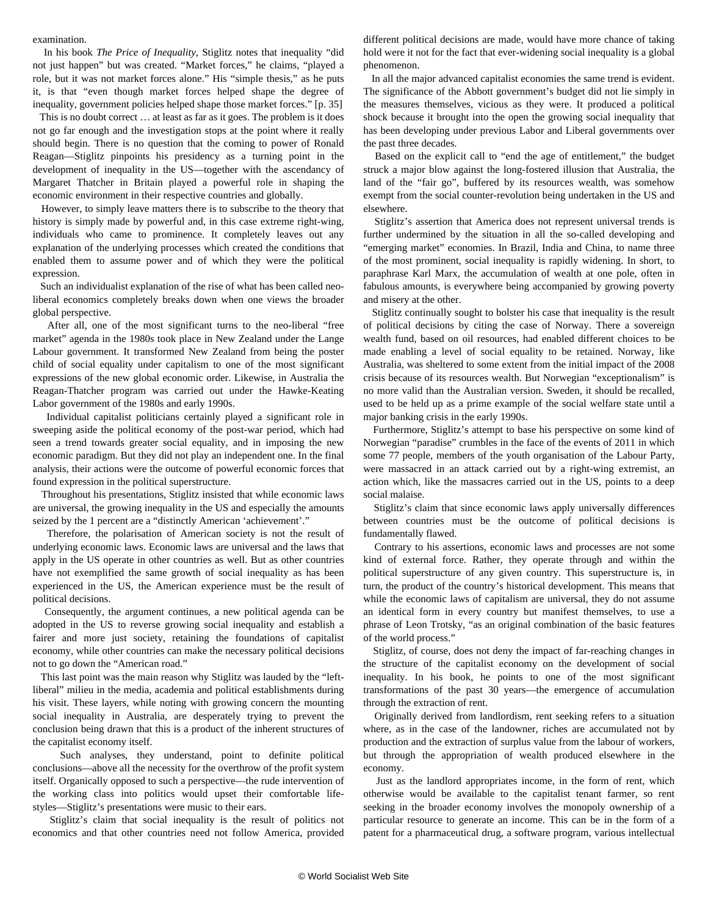examination.

In his book *The Price of Inequality*, Stiglitz notes that inequality "did not just happen" but was created. "Market forces," he claims, "played a role, but it was not market forces alone." His "simple thesis," as he puts it, is that "even though market forces helped shape the degree of inequality, government policies helped shape those market forces." [p. 35]

This is no doubt correct … at least as far as it goes. The problem is it does not go far enough and the investigation stops at the point where it really should begin. There is no question that the coming to power of Ronald Reagan—Stiglitz pinpoints his presidency as a turning point in the development of inequality in the US—together with the ascendancy of Margaret Thatcher in Britain played a powerful role in shaping the economic environment in their respective countries and globally.

However, to simply leave matters there is to subscribe to the theory that history is simply made by powerful and, in this case extreme right-wing, individuals who came to prominence. It completely leaves out any explanation of the underlying processes which created the conditions that enabled them to assume power and of which they were the political expression.

Such an individualist explanation of the rise of what has been called neo-liberal economics completely breaks down when one views the broader global perspective.

After all, one of the most significant turns to the neo-liberal "free market" agenda in the 1980s took place in New Zealand under the Lange Labour government. It transformed New Zealand from being the poster child of social equality under capitalism to one of the most significant expressions of the new global economic order. Likewise, in Australia the Reagan-Thatcher program was carried out under the Hawke-Keating Labor government of the 1980s and early 1990s.

Individual capitalist politicians certainly played a significant role in sweeping aside the political economy of the post-war period, which had seen a trend towards greater social equality, and in imposing the new economic paradigm. But they did not play an independent one. In the final analysis, their actions were the outcome of powerful economic forces that found expression in the political superstructure.

Throughout his presentations, Stiglitz insisted that while economic laws are universal, the growing inequality in the US and especially the amounts seized by the 1 percent are a "distinctly American 'achievement'."

Therefore, the polarisation of American society is not the result of underlying economic laws. Economic laws are universal and the laws that apply in the US operate in other countries as well. But as other countries have not exemplified the same growth of social inequality as has been experienced in the US, the American experience must be the result of political decisions.

Consequently, the argument continues, a new political agenda can be adopted in the US to reverse growing social inequality and establish a fairer and more just society, retaining the foundations of capitalist economy, while other countries can make the necessary political decisions not to go down the "American road."

This last point was the main reason why Stiglitz was lauded by the "left-liberal" milieu in the media, academia and political establishments during his visit. These layers, while noting with growing concern the mounting social inequality in Australia, are desperately trying to prevent the conclusion being drawn that this is a product of the inherent structures of the capitalist economy itself.

Such analyses, they understand, point to definite political conclusions—above all the necessity for the overthrow of the profit system itself. Organically opposed to such a perspective—the rude intervention of the working class into politics would upset their comfortable life-styles—Stiglitz's presentations were music to their ears.

Stiglitz's claim that social inequality is the result of politics not economics and that other countries need not follow America, provided different political decisions are made, would have more chance of taking hold were it not for the fact that ever-widening social inequality is a global phenomenon.

In all the major advanced capitalist economies the same trend is evident. The significance of the Abbott government's budget did not lie simply in the measures themselves, vicious as they were. It produced a political shock because it brought into the open the growing social inequality that has been developing under previous Labor and Liberal governments over the past three decades.

Based on the explicit call to "end the age of entitlement," the budget struck a major blow against the long-fostered illusion that Australia, the land of the "fair go", buffered by its resources wealth, was somehow exempt from the social counter-revolution being undertaken in the US and elsewhere.

Stiglitz's assertion that America does not represent universal trends is further undermined by the situation in all the so-called developing and "emerging market" economies. In Brazil, India and China, to name three of the most prominent, social inequality is rapidly widening. In short, to paraphrase Karl Marx, the accumulation of wealth at one pole, often in fabulous amounts, is everywhere being accompanied by growing poverty and misery at the other.

Stiglitz continually sought to bolster his case that inequality is the result of political decisions by citing the case of Norway. There a sovereign wealth fund, based on oil resources, had enabled different choices to be made enabling a level of social equality to be retained. Norway, like Australia, was sheltered to some extent from the initial impact of the 2008 crisis because of its resources wealth. But Norwegian "exceptionalism" is no more valid than the Australian version. Sweden, it should be recalled, used to be held up as a prime example of the social welfare state until a major banking crisis in the early 1990s.

Furthermore, Stiglitz's attempt to base his perspective on some kind of Norwegian "paradise" crumbles in the face of the events of 2011 in which some 77 people, members of the youth organisation of the Labour Party, were massacred in an attack carried out by a right-wing extremist, an action which, like the massacres carried out in the US, points to a deep social malaise.

Stiglitz's claim that since economic laws apply universally differences between countries must be the outcome of political decisions is fundamentally flawed.

Contrary to his assertions, economic laws and processes are not some kind of external force. Rather, they operate through and within the political superstructure of any given country. This superstructure is, in turn, the product of the country's historical development. This means that while the economic laws of capitalism are universal, they do not assume an identical form in every country but manifest themselves, to use a phrase of Leon Trotsky, "as an original combination of the basic features of the world process."

Stiglitz, of course, does not deny the impact of far-reaching changes in the structure of the capitalist economy on the development of social inequality. In his book, he points to one of the most significant transformations of the past 30 years—the emergence of accumulation through the extraction of rent.

Originally derived from landlordism, rent seeking refers to a situation where, as in the case of the landowner, riches are accumulated not by production and the extraction of surplus value from the labour of workers, but through the appropriation of wealth produced elsewhere in the economy.

Just as the landlord appropriates income, in the form of rent, which otherwise would be available to the capitalist tenant farmer, so rent seeking in the broader economy involves the monopoly ownership of a particular resource to generate an income. This can be in the form of a patent for a pharmaceutical drug, a software program, various intellectual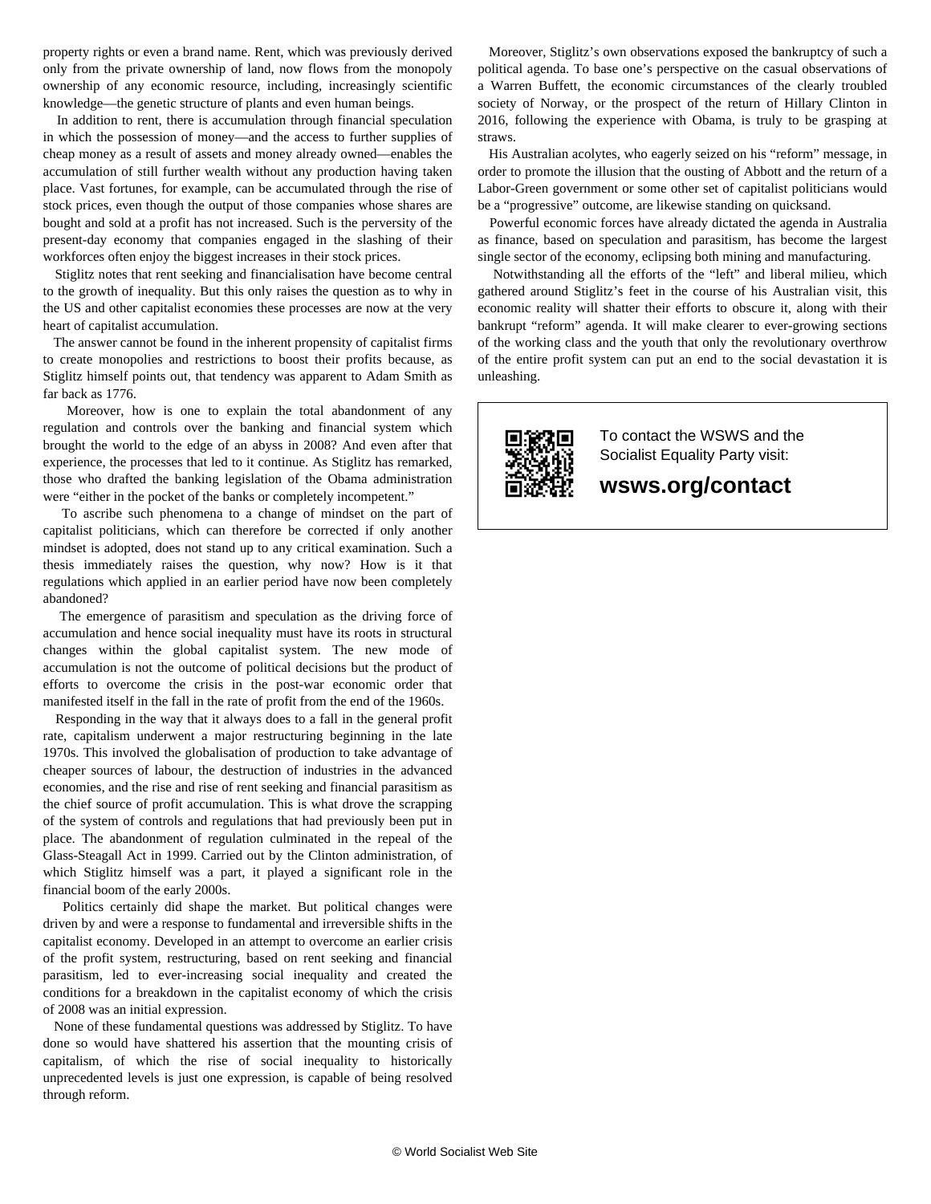property rights or even a brand name. Rent, which was previously derived only from the private ownership of land, now flows from the monopoly ownership of any economic resource, including, increasingly scientific knowledge—the genetic structure of plants and even human beings.

In addition to rent, there is accumulation through financial speculation in which the possession of money—and the access to further supplies of cheap money as a result of assets and money already owned—enables the accumulation of still further wealth without any production having taken place. Vast fortunes, for example, can be accumulated through the rise of stock prices, even though the output of those companies whose shares are bought and sold at a profit has not increased. Such is the perversity of the present-day economy that companies engaged in the slashing of their workforces often enjoy the biggest increases in their stock prices.

Stiglitz notes that rent seeking and financialisation have become central to the growth of inequality. But this only raises the question as to why in the US and other capitalist economies these processes are now at the very heart of capitalist accumulation.

The answer cannot be found in the inherent propensity of capitalist firms to create monopolies and restrictions to boost their profits because, as Stiglitz himself points out, that tendency was apparent to Adam Smith as far back as 1776.

Moreover, how is one to explain the total abandonment of any regulation and controls over the banking and financial system which brought the world to the edge of an abyss in 2008? And even after that experience, the processes that led to it continue. As Stiglitz has remarked, those who drafted the banking legislation of the Obama administration were "either in the pocket of the banks or completely incompetent."

To ascribe such phenomena to a change of mindset on the part of capitalist politicians, which can therefore be corrected if only another mindset is adopted, does not stand up to any critical examination. Such a thesis immediately raises the question, why now? How is it that regulations which applied in an earlier period have now been completely abandoned?

The emergence of parasitism and speculation as the driving force of accumulation and hence social inequality must have its roots in structural changes within the global capitalist system. The new mode of accumulation is not the outcome of political decisions but the product of efforts to overcome the crisis in the post-war economic order that manifested itself in the fall in the rate of profit from the end of the 1960s.

Responding in the way that it always does to a fall in the general profit rate, capitalism underwent a major restructuring beginning in the late 1970s. This involved the globalisation of production to take advantage of cheaper sources of labour, the destruction of industries in the advanced economies, and the rise and rise of rent seeking and financial parasitism as the chief source of profit accumulation. This is what drove the scrapping of the system of controls and regulations that had previously been put in place. The abandonment of regulation culminated in the repeal of the Glass-Steagall Act in 1999. Carried out by the Clinton administration, of which Stiglitz himself was a part, it played a significant role in the financial boom of the early 2000s.

Politics certainly did shape the market. But political changes were driven by and were a response to fundamental and irreversible shifts in the capitalist economy. Developed in an attempt to overcome an earlier crisis of the profit system, restructuring, based on rent seeking and financial parasitism, led to ever-increasing social inequality and created the conditions for a breakdown in the capitalist economy of which the crisis of 2008 was an initial expression.

None of these fundamental questions was addressed by Stiglitz. To have done so would have shattered his assertion that the mounting crisis of capitalism, of which the rise of social inequality to historically unprecedented levels is just one expression, is capable of being resolved through reform.

Moreover, Stiglitz's own observations exposed the bankruptcy of such a political agenda. To base one's perspective on the casual observations of a Warren Buffett, the economic circumstances of the clearly troubled society of Norway, or the prospect of the return of Hillary Clinton in 2016, following the experience with Obama, is truly to be grasping at straws.

His Australian acolytes, who eagerly seized on his "reform" message, in order to promote the illusion that the ousting of Abbott and the return of a Labor-Green government or some other set of capitalist politicians would be a "progressive" outcome, are likewise standing on quicksand.

Powerful economic forces have already dictated the agenda in Australia as finance, based on speculation and parasitism, has become the largest single sector of the economy, eclipsing both mining and manufacturing.

Notwithstanding all the efforts of the "left" and liberal milieu, which gathered around Stiglitz's feet in the course of his Australian visit, this economic reality will shatter their efforts to obscure it, along with their bankrupt "reform" agenda. It will make clearer to ever-growing sections of the working class and the youth that only the revolutionary overthrow of the entire profit system can put an end to the social devastation it is unleashing.

To contact the WSWS and the Socialist Equality Party visit:

**wsws.org/contact**